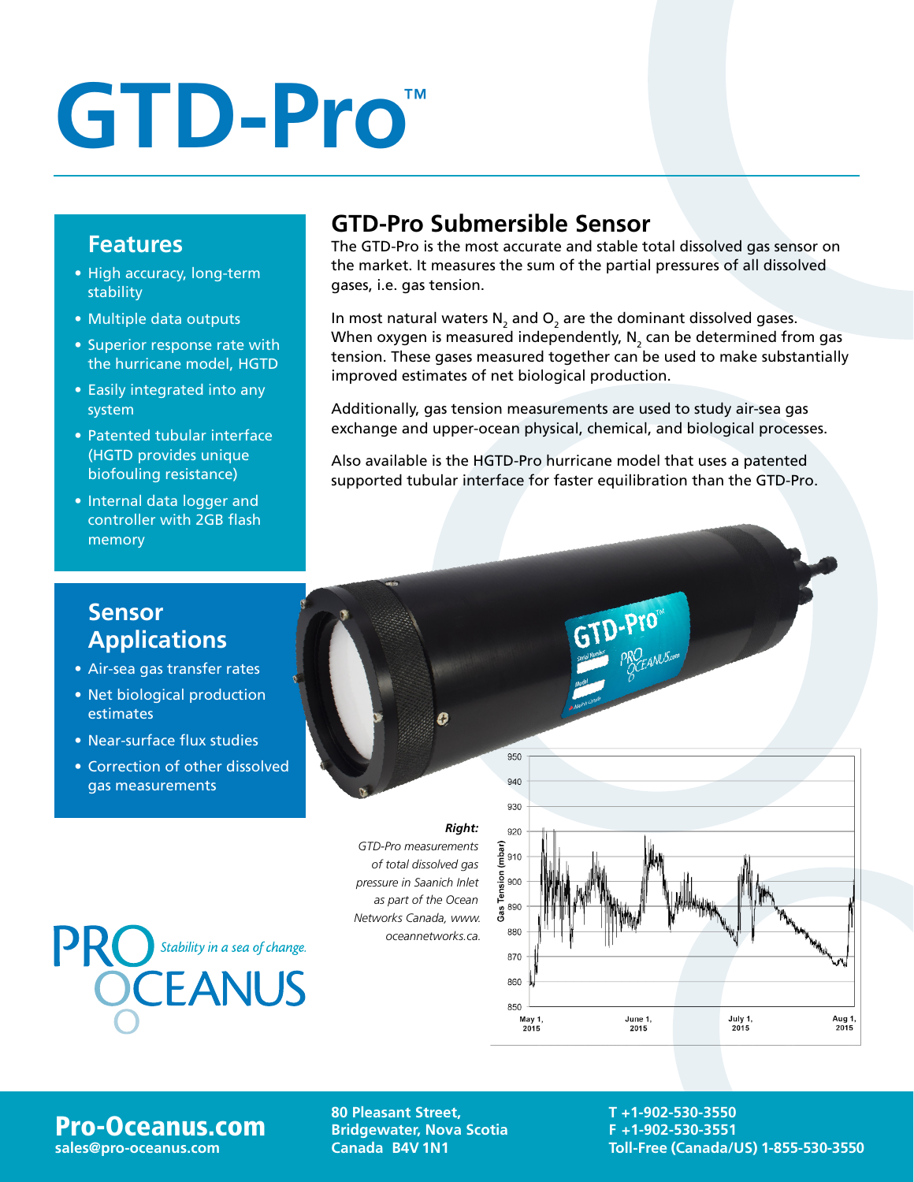# GTD-Pro™

## Features

- High accuracy, long-term stability
- Multiple data outputs
- Superior response rate with the hurricane model, HGTD
- Easily integrated into any system
- Patented tubular interface (HGTD provides unique biofouling resistance)
- Internal data logger and controller with 2GB flash memory

## GTD-Pro Submersible Sensor

The GTD-Pro is the most accurate and stable total dissolved gas sensor on the market. It measures the sum of the partial pressures of all dissolved gases, i.e. gas tension.

In most natural waters $N_2$ and $O_2$ are the dominant dissolved gases. When oxygen is measured independently, $N_2$ can be determined from gas tension. These gases measured together can be used to make substantially improved estimates of net biological production.

Additionally, gas tension measurements are used to study air-sea gas exchange and upper-ocean physical, chemical, and biological processes.

Also available is the HGTD-Pro hurricane model that uses a patented supported tubular interface for faster equilibration than the GTD-Pro.

## Sensor Applications

- Air-sea gas transfer rates
- Net biological production estimates
- Near-surface flux studies
- Correction of other dissolved gas measurements

***Right:*** *GTD-Pro measurements of total dissolved gas pressure in Saanich Inlet as part of the Ocean Networks Canada, www.oceannetworks.ca.*

PRO OCEANUS *Stability in a sea of change.*

**Pro-Oceanus.com**
**sales@pro-oceanus.com**

**80 Pleasant Street,**
**Bridgewater, Nova Scotia**
**Canada B4V 1N1**

**T +1-902-530-3550**
**F +1-902-530-3551**
**Toll-Free (Canada/US) 1-855-530-3550**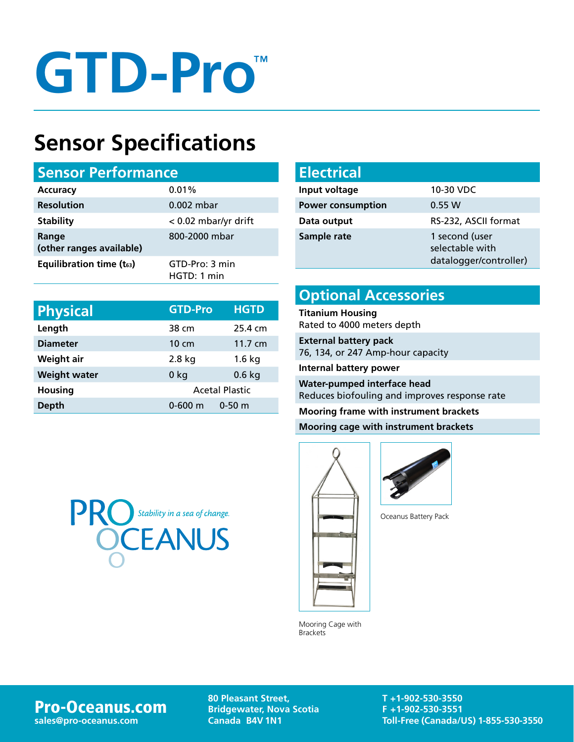# GTD-Pro™

## Sensor Specifications

### Sensor Performance

| | |
|---|---|
| **Accuracy** | 0.01% |
| **Resolution** | 0.002 mbar |
| **Stability** | < 0.02 mbar/yr drift |
| **Range (other ranges available)** | 800-2000 mbar |
| **Equilibration time ($t_{63}$)** | GTD-Pro: 3 min<br>HGTD: 1 min |

| Physical | GTD-Pro | HGTD |
|---|---|---|
| **Length** | 38 cm | 25.4 cm |
| **Diameter** | 10 cm | 11.7 cm |
| **Weight air** | 2.8 kg | 1.6 kg |
| **Weight water** | 0 kg | 0.6 kg |
| **Housing** | Acetal Plastic | |
| **Depth** | 0-600 m | 0-50 m |

### Electrical

| | |
|---|---|
| **Input voltage** | 10-30 VDC |
| **Power consumption** | 0.55 W |
| **Data output** | RS-232, ASCII format |
| **Sample rate** | 1 second (user selectable with datalogger/controller) |

### Optional Accessories

**Titanium Housing**
Rated to 4000 meters depth

**External battery pack**
76, 134, or 247 Amp-hour capacity

**Internal battery power**

**Water-pumped interface head**
Reduces biofouling and improves response rate

**Mooring frame with instrument brackets**

**Mooring cage with instrument brackets**

Mooring Cage with Brackets

Oceanus Battery Pack

PRO OCEANUS
*Stability in a sea of change.*

**Pro-Oceanus.com**
**sales@pro-oceanus.com**

**80 Pleasant Street,**
**Bridgewater, Nova Scotia**
**Canada B4V 1N1**

**T +1-902-530-3550**
**F +1-902-530-3551**
**Toll-Free (Canada/US) 1-855-530-3550**